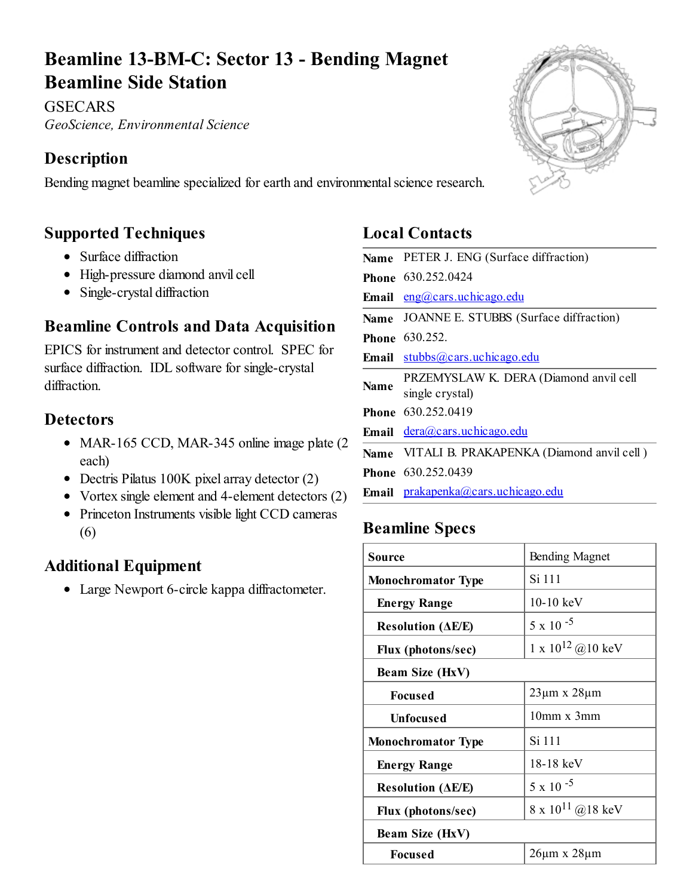# Beamline 13-BM-C: Sector 13 - Bending Magnet Beamline Side Station

GSECARS

*GeoScience, Environmental Science*

## Description

Bending magnet beamline specialized for earth and environmental science research.

## Supported Techniques

- Surface diffraction
- High-pressure diamond anvil cell
- Single-crystal diffraction

## Beamline Controls and Data Acquisition

EPICS for instrument and detector control. SPEC for surface diffraction. IDL software for single-crystal diffraction.

## Detectors

- MAR-165 CCD, MAR-345 online image plate (2 each)
- Dectris Pilatus 100K pixel array detector (2)
- Vortex single element and 4-element detectors (2)
- Princeton Instruments visible light CCD cameras (6)

## Additional Equipment

- Large Newport 6-circle kappa diffractometer.

## Local Contacts

| | |
|---|---|
| **Name** | PETER J. ENG (Surface diffraction) |
| **Phone** | 630.252.0424 |
| **Email** | eng@cars.uchicago.edu |
| **Name** | JOANNE E. STUBBS (Surface diffraction) |
| **Phone** | 630.252. |
| **Email** | stubbs@cars.uchicago.edu |
| **Name** | PRZEMYSLAW K. DERA (Diamond anvil cell single crystal) |
| **Phone** | 630.252.0419 |
| **Email** | dera@cars.uchicago.edu |
| **Name** | VITALI B. PRAKAPENKA (Diamond anvil cell ) |
| **Phone** | 630.252.0439 |
| **Email** | prakapenka@cars.uchicago.edu |

## Beamline Specs

| | |
|---|---|
| **Source** | Bending Magnet |
| **Monochromator Type** | Si 111 |
| **Energy Range** | 10-10 keV |
| **Resolution (ΔE/E)** | $5 \times 10^{-5}$ |
| **Flux (photons/sec)** | $1 \times 10^{12}$ @10 keV |
| **Beam Size (HxV)** | |
| **Focused** | 23µm x 28µm |
| **Unfocused** | 10mm x 3mm |
| **Monochromator Type** | Si 111 |
| **Energy Range** | 18-18 keV |
| **Resolution (ΔE/E)** | $5 \times 10^{-5}$ |
| **Flux (photons/sec)** | $8 \times 10^{11}$ @18 keV |
| **Beam Size (HxV)** | |
| **Focused** | 26µm x 28µm |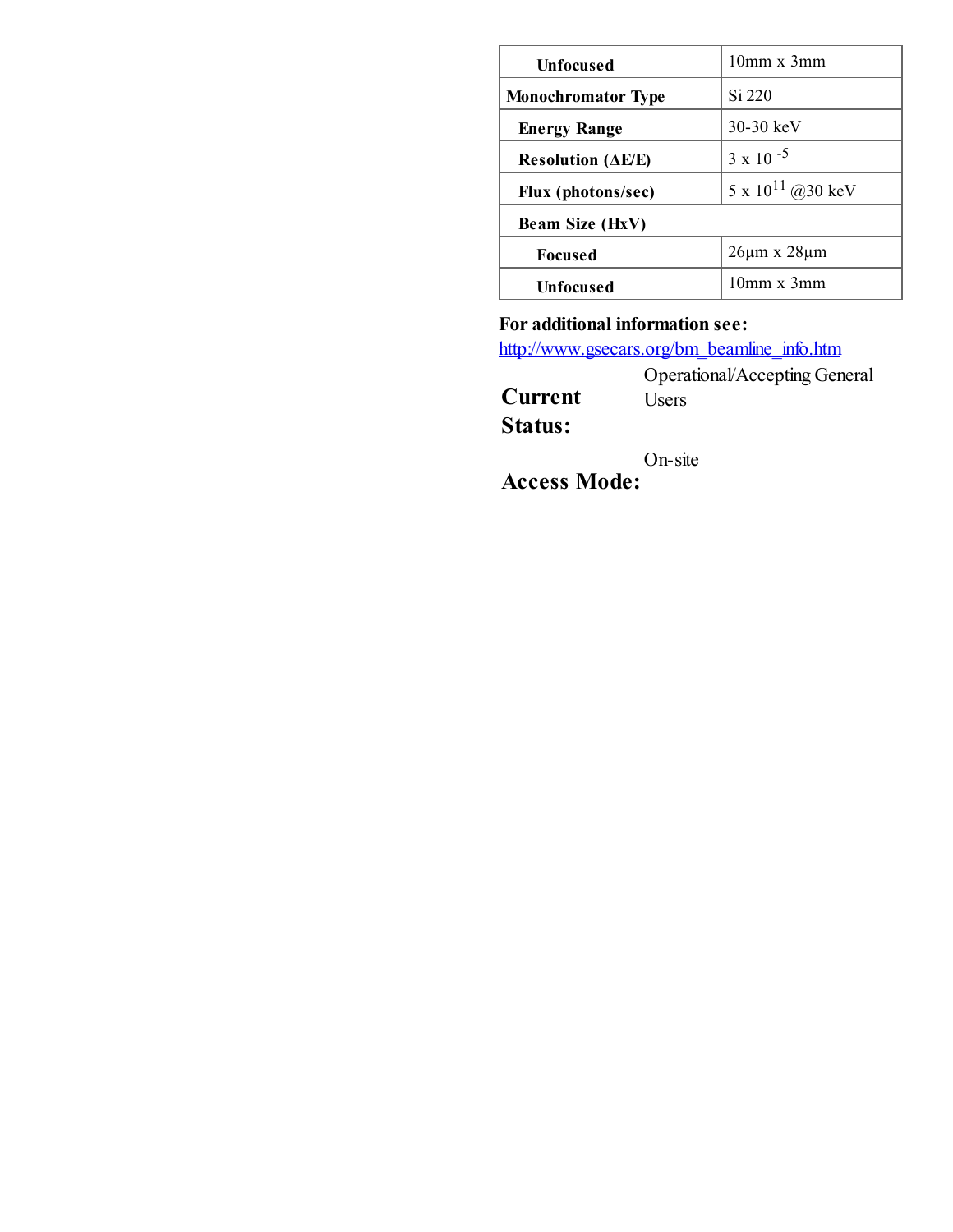| | |
|---|---|
| Unfocused | 10mm x 3mm |
| **Monochromator Type** | Si 220 |
| **Energy Range** | 30-30 keV |
| **Resolution (ΔE/E)** | $3 \times 10^{-5}$ |
| **Flux (photons/sec)** | $5 \times 10^{11}$ @30 keV |
| **Beam Size (HxV)** | |
| **Focused** | 26µm x 28µm |
| **Unfocused** | 10mm x 3mm |

**For additional information see:**
http://www.gsecars.org/bm_beamline_info.htm

**Current Status:** Operational/Accepting General Users

**Access Mode:** On-site